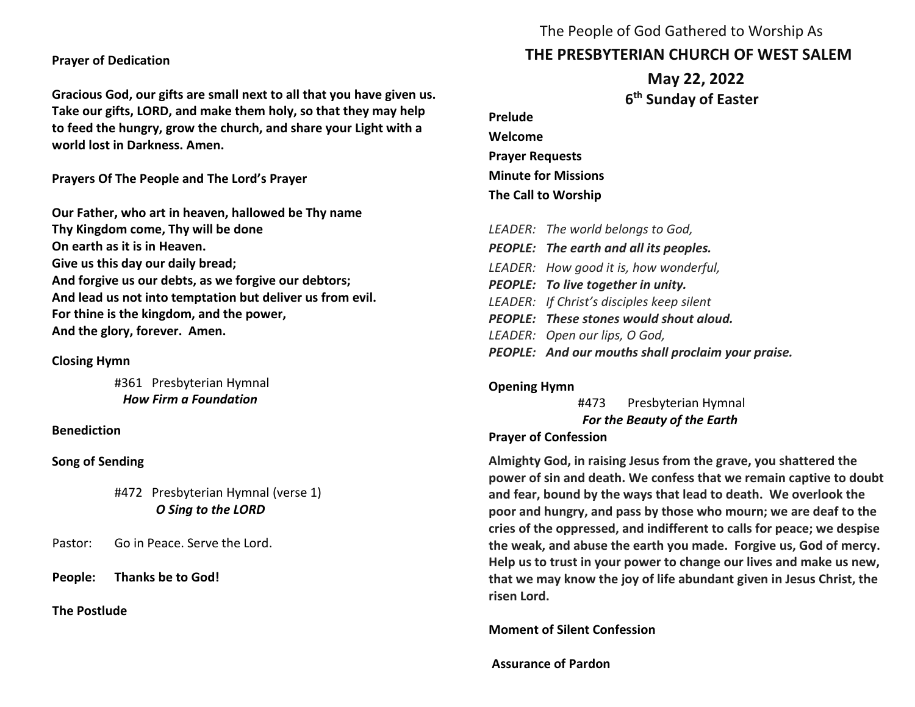**Prayer of Dedication**

**Gracious God, our gifts are small next to all that you have given us. Take our gifts, LORD, and make them holy, so that they may help to feed the hungry, grow the church, and share your Light with a world lost in Darkness. Amen.**

**Prayers Of The People and The Lord's Prayer**

**Our Father, who art in heaven, hallowed be Thy name**
**Thy Kingdom come, Thy will be done**
**On earth as it is in Heaven.**
**Give us this day our daily bread;**
**And forgive us our debts, as we forgive our debtors;**
**And lead us not into temptation but deliver us from evil.**
**For thine is the kingdom, and the power,**
**And the glory, forever. Amen.**

**Closing Hymn**

#361 Presbyterian Hymnal
***How Firm a Foundation***

**Benediction**

**Song of Sending**

#472 Presbyterian Hymnal (verse 1)
***O Sing to the LORD***

Pastor: Go in Peace. Serve the Lord.

**People: Thanks be to God!**

**The Postlude**

The People of God Gathered to Worship As

# THE PRESBYTERIAN CHURCH OF WEST SALEM

## May 22, 2022

### 6th Sunday of Easter

**Prelude**

**Welcome**

**Prayer Requests**

**Minute for Missions**

**The Call to Worship**

*LEADER: The world belongs to God,*
***PEOPLE: The earth and all its peoples.***
*LEADER: How good it is, how wonderful,*
***PEOPLE: To live together in unity.***
*LEADER: If Christ's disciples keep silent*
***PEOPLE: These stones would shout aloud.***
*LEADER: Open our lips, O God,*
***PEOPLE: And our mouths shall proclaim your praise.***

**Opening Hymn**

#473 Presbyterian Hymnal
***For the Beauty of the Earth***

**Prayer of Confession**

**Almighty God, in raising Jesus from the grave, you shattered the power of sin and death. We confess that we remain captive to doubt and fear, bound by the ways that lead to death. We overlook the poor and hungry, and pass by those who mourn; we are deaf to the cries of the oppressed, and indifferent to calls for peace; we despise the weak, and abuse the earth you made. Forgive us, God of mercy. Help us to trust in your power to change our lives and make us new, that we may know the joy of life abundant given in Jesus Christ, the risen Lord.**

**Moment of Silent Confession**

**Assurance of Pardon**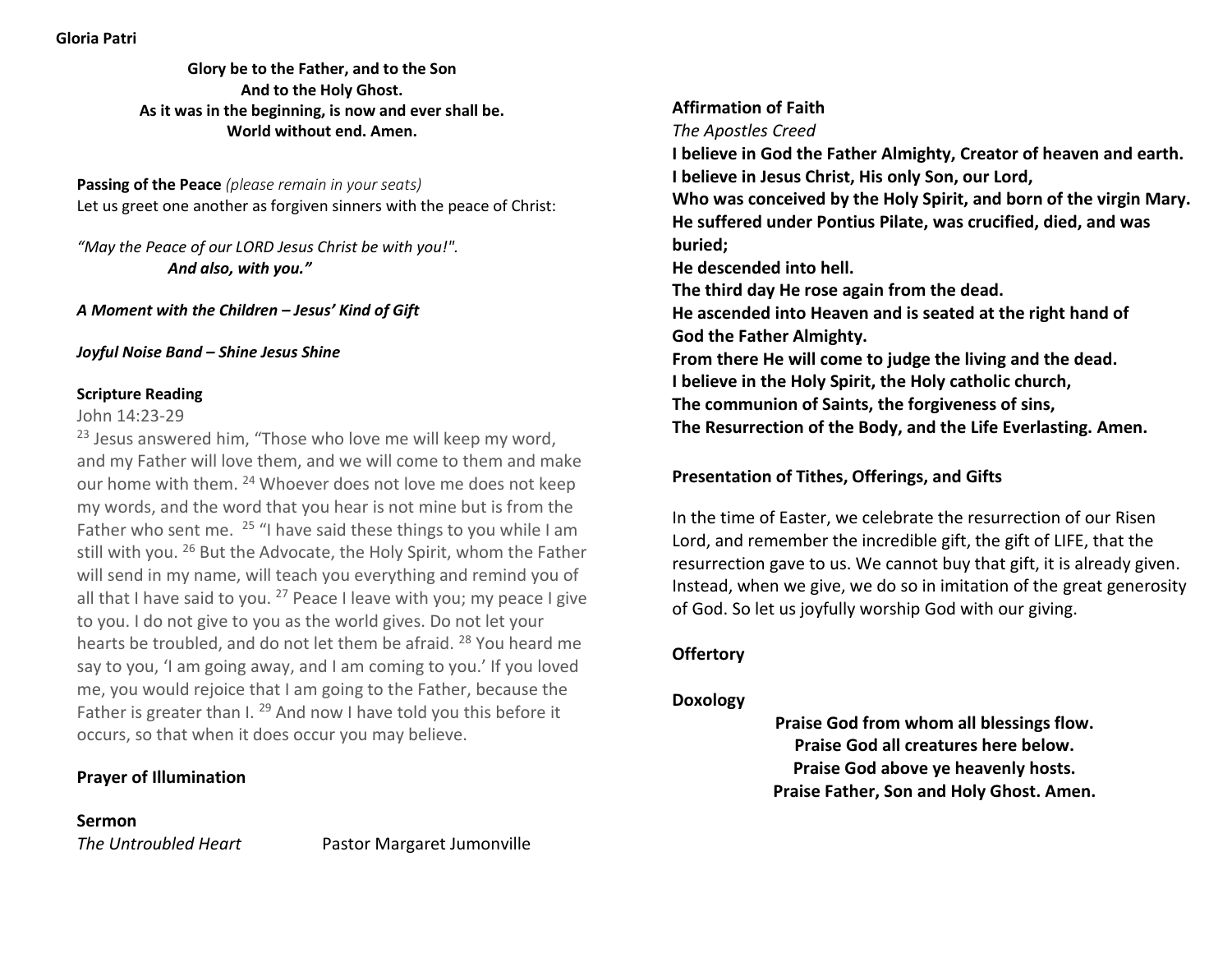**Gloria Patri**

**Glory be to the Father, and to the Son**
**And to the Holy Ghost.**
**As it was in the beginning, is now and ever shall be.**
**World without end. Amen.**

**Passing of the Peace** *(please remain in your seats)*
Let us greet one another as forgiven sinners with the peace of Christ:

*"May the Peace of our LORD Jesus Christ be with you!".*
***And also, with you."***

***A Moment with the Children – Jesus' Kind of Gift***

***Joyful Noise Band – Shine Jesus Shine***

**Scripture Reading**
John 14:23-29
[23] Jesus answered him, "Those who love me will keep my word, and my Father will love them, and we will come to them and make our home with them. [24] Whoever does not love me does not keep my words, and the word that you hear is not mine but is from the Father who sent me. [25] "I have said these things to you while I am still with you. [26] But the Advocate, the Holy Spirit, whom the Father will send in my name, will teach you everything and remind you of all that I have said to you. [27] Peace I leave with you; my peace I give to you. I do not give to you as the world gives. Do not let your hearts be troubled, and do not let them be afraid. [28] You heard me say to you, 'I am going away, and I am coming to you.' If you loved me, you would rejoice that I am going to the Father, because the Father is greater than I. [29] And now I have told you this before it occurs, so that when it does occur you may believe.

**Prayer of Illumination**

**Sermon**
*The Untroubled Heart* Pastor Margaret Jumonville

**Affirmation of Faith**
*The Apostles Creed*
**I believe in God the Father Almighty, Creator of heaven and earth.**
**I believe in Jesus Christ, His only Son, our Lord,**
**Who was conceived by the Holy Spirit, and born of the virgin Mary.**
**He suffered under Pontius Pilate, was crucified, died, and was buried;**
**He descended into hell.**
**The third day He rose again from the dead.**
**He ascended into Heaven and is seated at the right hand of God the Father Almighty.**
**From there He will come to judge the living and the dead.**
**I believe in the Holy Spirit, the Holy catholic church,**
**The communion of Saints, the forgiveness of sins,**
**The Resurrection of the Body, and the Life Everlasting. Amen.**

**Presentation of Tithes, Offerings, and Gifts**

In the time of Easter, we celebrate the resurrection of our Risen Lord, and remember the incredible gift, the gift of LIFE, that the resurrection gave to us. We cannot buy that gift, it is already given. Instead, when we give, we do so in imitation of the great generosity of God. So let us joyfully worship God with our giving.

**Offertory**

**Doxology**

**Praise God from whom all blessings flow.**
**Praise God all creatures here below.**
**Praise God above ye heavenly hosts.**
**Praise Father, Son and Holy Ghost. Amen.**